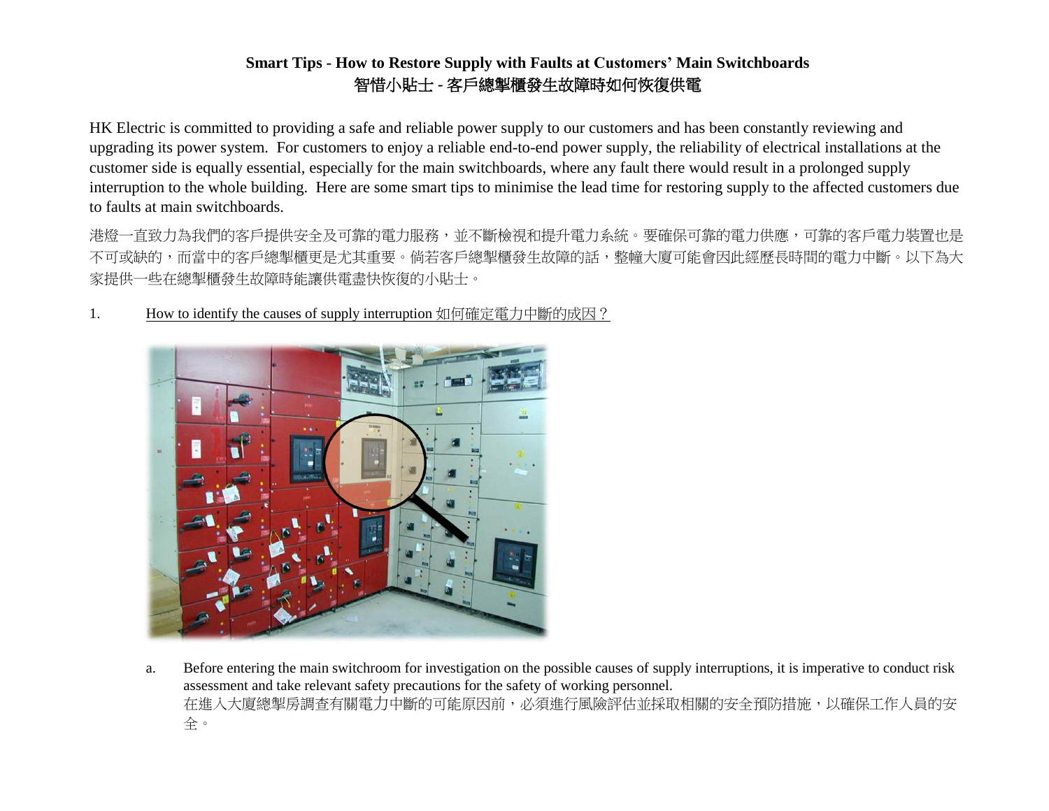# Smart Tips - How to Restore Supply with Faults at Customers' Main Switchboards
# 智惜小貼士 - 客戶總掣櫃發生故障時如何恢復供電

HK Electric is committed to providing a safe and reliable power supply to our customers and has been constantly reviewing and upgrading its power system. For customers to enjoy a reliable end-to-end power supply, the reliability of electrical installations at the customer side is equally essential, especially for the main switchboards, where any fault there would result in a prolonged supply interruption to the whole building. Here are some smart tips to minimise the lead time for restoring supply to the affected customers due to faults at main switchboards.

港燈一直致力為我們的客戶提供安全及可靠的電力服務，並不斷檢視和提升電力系統。要確保可靠的電力供應，可靠的客戶電力裝置也是不可或缺的，而當中的客戶總掣櫃更是尤其重要。倘若客戶總掣櫃發生故障的話，整幢大廈可能會因此經歷長時間的電力中斷。以下為大家提供一些在總掣櫃發生故障時能讓供電盡快恢復的小貼士。

1. How to identify the causes of supply interruption 如何確定電力中斷的成因？

   a. Before entering the main switchroom for investigation on the possible causes of supply interruptions, it is imperative to conduct risk assessment and take relevant safety precautions for the safety of working personnel.
   在進入大廈總掣房調查有關電力中斷的可能原因前，必須進行風險評估並採取相關的安全預防措施，以確保工作人員的安全。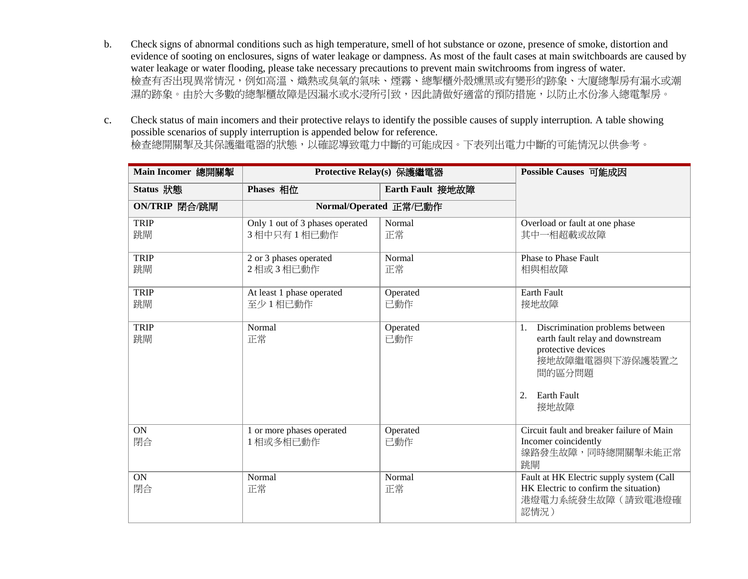b. Check signs of abnormal conditions such as high temperature, smell of hot substance or ozone, presence of smoke, distortion and evidence of sooting on enclosures, signs of water leakage or dampness. As most of the fault cases at main switchboards are caused by water leakage or water flooding, please take necessary precautions to prevent main switchrooms from ingress of water.
檢查有否出現異常情況，例如高溫、熾熱或臭氧的氣味、煙霧、總掣櫃外殼燻黑或有變形的跡象、大廈總掣房有漏水或潮濕的跡象。由於大多數的總掣櫃故障是因漏水或水浸所引致，因此請做好適當的預防措施，以防止水份滲入總電掣房。

c. Check status of main incomers and their protective relays to identify the possible causes of supply interruption. A table showing possible scenarios of supply interruption is appended below for reference.
檢查總開關掣及其保護繼電器的狀態，以確認導致電力中斷的可能成因。下表列出電力中斷的可能情況以供參考。

| **Main Incomer 總開關掣** | **Protective Relay(s) 保護繼電器** | | **Possible Causes 可能成因** |
|---|---|---|---|
| **Status 狀態** | **Phases 相位** | **Earth Fault 接地故障** | |
| **ON/TRIP 閉合/跳閘** | **Normal/Operated 正常/已動作** | | |
| TRIP<br>跳閘 | Only 1 out of 3 phases operated<br>3 相中只有 1 相已動作 | Normal<br>正常 | Overload or fault at one phase<br>其中一相超載或故障 |
| TRIP<br>跳閘 | 2 or 3 phases operated<br>2 相或 3 相已動作 | Normal<br>正常 | Phase to Phase Fault<br>相與相故障 |
| TRIP<br>跳閘 | At least 1 phase operated<br>至少 1 相已動作 | Operated<br>已動作 | Earth Fault<br>接地故障 |
| TRIP<br>跳閘 | Normal<br>正常 | Operated<br>已動作 | 1. Discrimination problems between earth fault relay and downstream protective devices<br>接地故障繼電器與下游保護裝置之間的區分問題<br>2. Earth Fault<br>接地故障 |
| ON<br>閉合 | 1 or more phases operated<br>1 相或多相已動作 | Operated<br>已動作 | Circuit fault and breaker failure of Main Incomer coincidently<br>線路發生故障，同時總開關掣未能正常跳閘 |
| ON<br>閉合 | Normal<br>正常 | Normal<br>正常 | Fault at HK Electric supply system (Call HK Electric to confirm the situation)<br>港燈電力系統發生故障（請致電港燈確認情況） |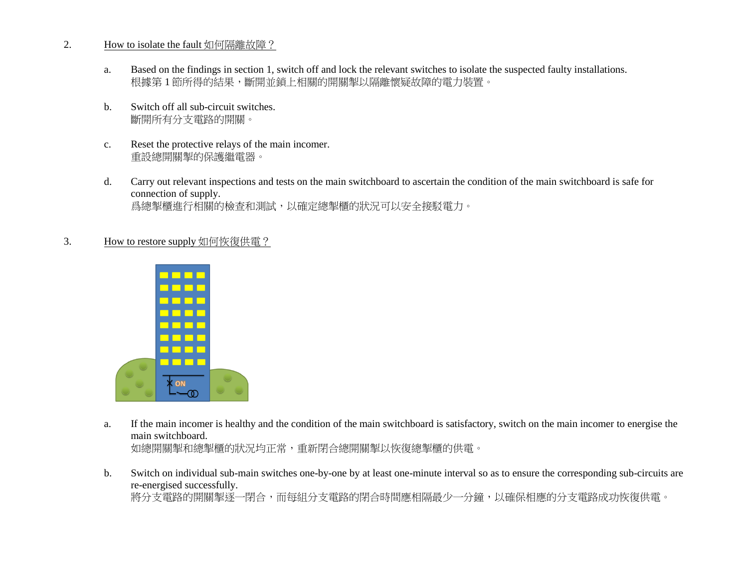2. How to isolate the fault 如何隔離故障？

   a. Based on the findings in section 1, switch off and lock the relevant switches to isolate the suspected faulty installations.
   根據第 1 節所得的結果，斷開並鎖上相關的開關以隔離懷疑故障的電力裝置。

   b. Switch off all sub-circuit switches.
   斷開所有分支電路的開關。

   c. Reset the protective relays of the main incomer.
   重設總開關掣的保護繼電器。

   d. Carry out relevant inspections and tests on the main switchboard to ascertain the condition of the main switchboard is safe for connection of supply.
   爲總掣櫃進行相關的檢查和測試，以確定總掣櫃的狀況可以安全接駁電力。

3. How to restore supply 如何恢復供電？

   a. If the main incomer is healthy and the condition of the main switchboard is satisfactory, switch on the main incomer to energise the main switchboard.
   如總開關掣和總掣櫃的狀況均正常，重新閉合總開關掣以恢復總掣櫃的供電。

   b. Switch on individual sub-main switches one-by-one by at least one-minute interval so as to ensure the corresponding sub-circuits are re-energised successfully.
   將分支電路的開關掣逐一閉合，而每組分支電路的閉合時間應相隔最少一分鐘，以確保相應的分支電路成功恢復供電。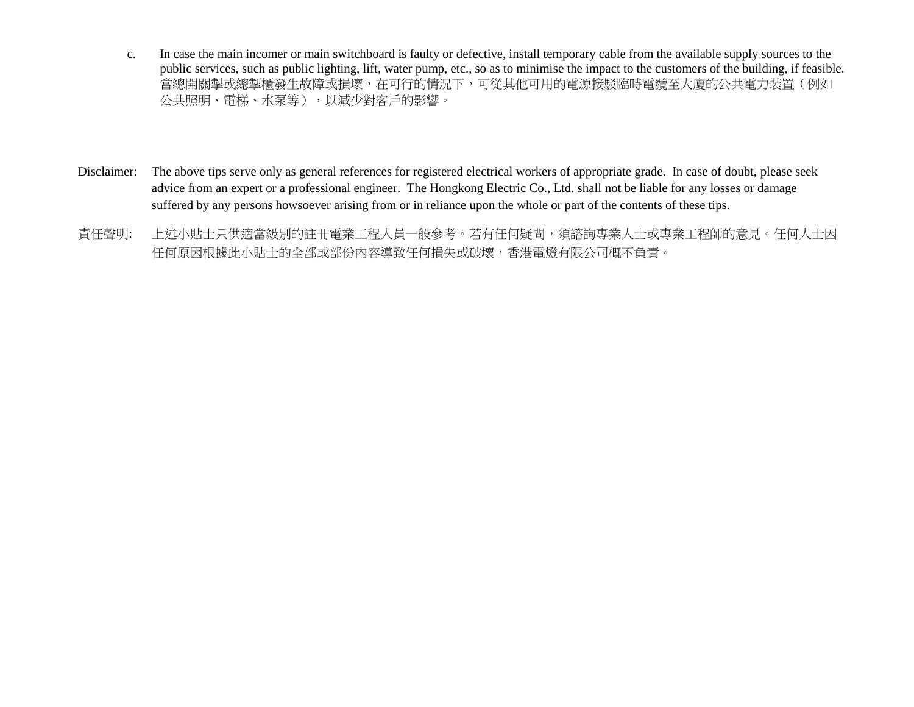c. In case the main incomer or main switchboard is faulty or defective, install temporary cable from the available supply sources to the public services, such as public lighting, lift, water pump, etc., so as to minimise the impact to the customers of the building, if feasible.
當總開關掣或總掣櫃發生故障或損壞，在可行的情況下，可從其他可用的電源接駁臨時電纜至大廈的公共電力裝置（例如公共照明、電梯、水泵等），以減少對客戶的影響。

Disclaimer: The above tips serve only as general references for registered electrical workers of appropriate grade. In case of doubt, please seek advice from an expert or a professional engineer. The Hongkong Electric Co., Ltd. shall not be liable for any losses or damage suffered by any persons howsoever arising from or in reliance upon the whole or part of the contents of these tips.

責任聲明: 上述小貼士只供適當級別的註冊電業工程人員一般參考。若有任何疑問，須諮詢專業人士或專業工程師的意見。任何人士因任何原因根據此小貼士的全部或部份內容導致任何損失或破壞，香港電燈有限公司概不負責。